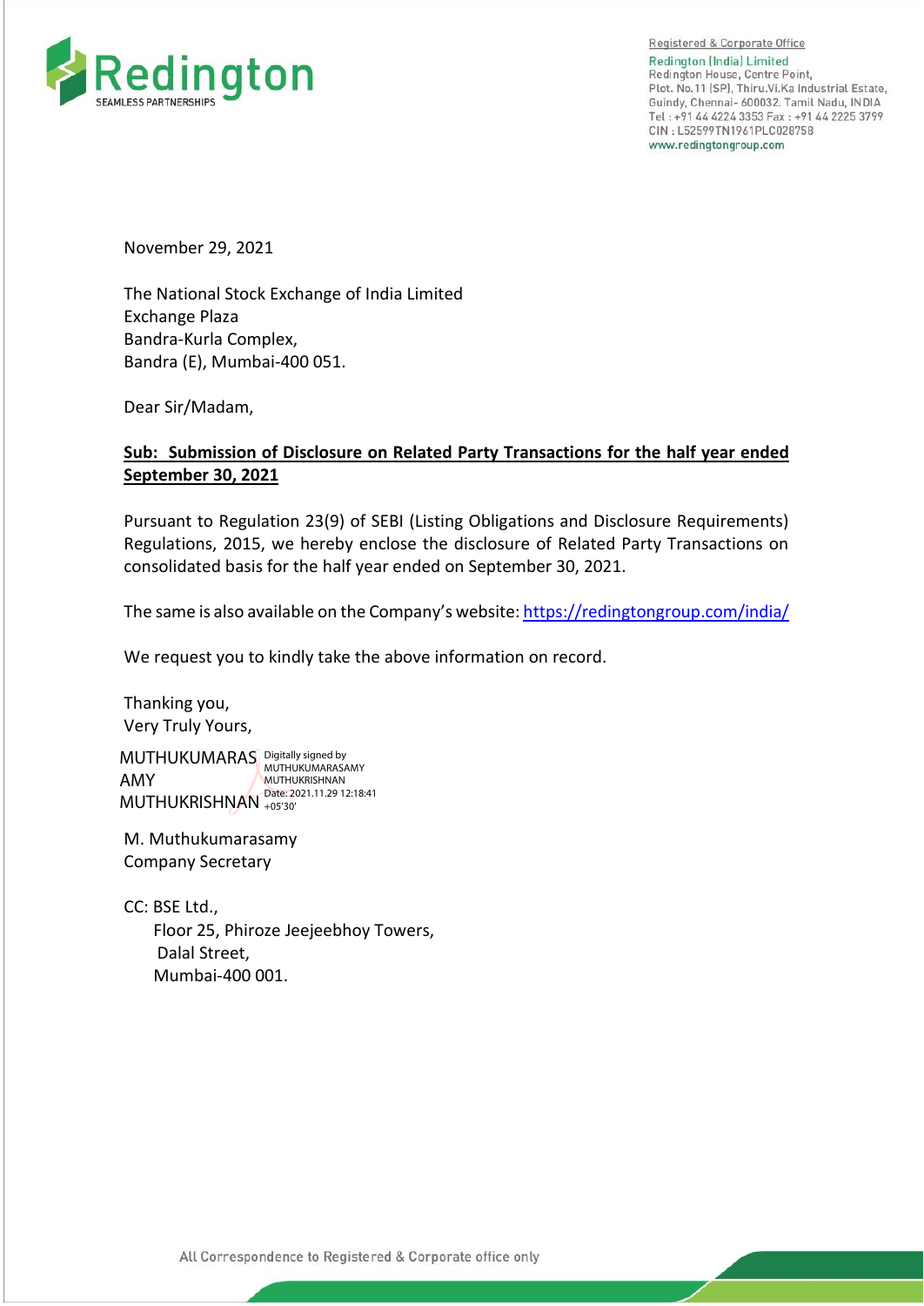Registered & Corporate Office
Redington (India) Limited
Redington House, Centre Point,
Plot. No.11 (SP), Thiru.Vi.Ka Industrial Estate,
Guindy, Chennai- 600032. Tamil Nadu, INDIA
Tel : +91 44 4224 3353 Fax : +91 44 2225 3799
CIN : L52599TN1961PLC028758
www.redingtongroup.com

November 29, 2021

The National Stock Exchange of India Limited
Exchange Plaza
Bandra-Kurla Complex,
Bandra (E), Mumbai-400 051.

Dear Sir/Madam,

**Sub: Submission of Disclosure on Related Party Transactions for the half year ended September 30, 2021**

Pursuant to Regulation 23(9) of SEBI (Listing Obligations and Disclosure Requirements) Regulations, 2015, we hereby enclose the disclosure of Related Party Transactions on consolidated basis for the half year ended on September 30, 2021.

The same is also available on the Company's website: https://redingtongroup.com/india/

We request you to kindly take the above information on record.

Thanking you,
Very Truly Yours,

MUTHUKUMARASAMY MUTHUKRISHNAN
Digitally signed by MUTHUKUMARASAMY MUTHUKRISHNAN
Date: 2021.11.29 12:18:41 +05'30'

M. Muthukumarasamy
Company Secretary

CC: BSE Ltd.,
Floor 25, Phiroze Jeejeebhoy Towers,
Dalal Street,
Mumbai-400 001.

All Correspondence to Registered & Corporate office only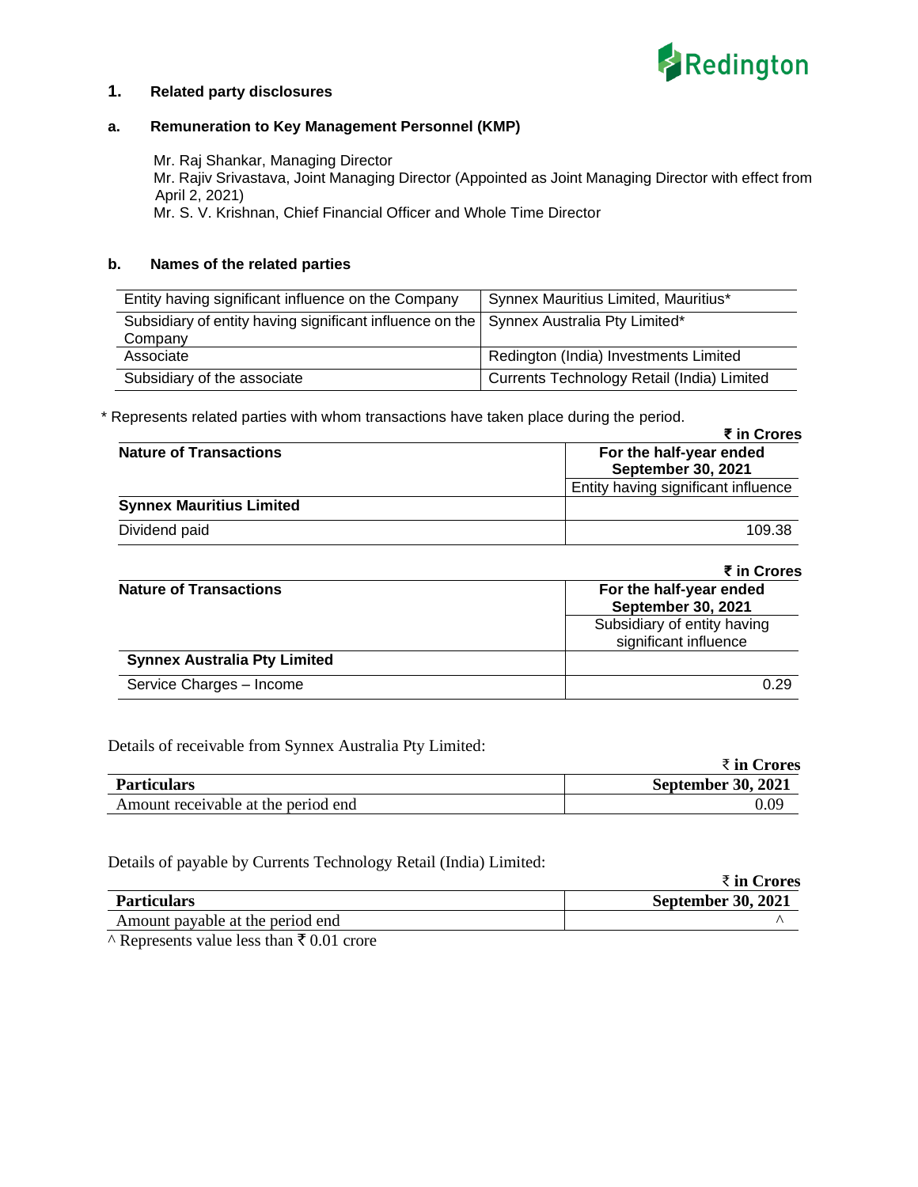## 1. Related party disclosures

### a. Remuneration to Key Management Personnel (KMP)

Mr. Raj Shankar, Managing Director
Mr. Rajiv Srivastava, Joint Managing Director (Appointed as Joint Managing Director with effect from April 2, 2021)
Mr. S. V. Krishnan, Chief Financial Officer and Whole Time Director

### b. Names of the related parties

| | |
|---|---|
| Entity having significant influence on the Company | Synnex Mauritius Limited, Mauritius* |
| Subsidiary of entity having significant influence on the Company | Synnex Australia Pty Limited* |
| Associate | Redington (India) Investments Limited |
| Subsidiary of the associate | Currents Technology Retail (India) Limited |

\* Represents related parties with whom transactions have taken place during the period.

₹ in Crores

| Nature of Transactions | For the half-year ended September 30, 2021 |
|---|---|
| | Entity having significant influence |
| **Synnex Mauritius Limited** | |
| Dividend paid | 109.38 |

₹ in Crores

| Nature of Transactions | For the half-year ended September 30, 2021 |
|---|---|
| | Subsidiary of entity having significant influence |
| **Synnex Australia Pty Limited** | |
| Service Charges – Income | 0.29 |

Details of receivable from Synnex Australia Pty Limited:

₹ in Crores

| Particulars | September 30, 2021 |
|---|---|
| Amount receivable at the period end | 0.09 |

Details of payable by Currents Technology Retail (India) Limited:

₹ in Crores

| Particulars | September 30, 2021 |
|---|---|
| Amount payable at the period end | ^ |

^ Represents value less than ₹ 0.01 crore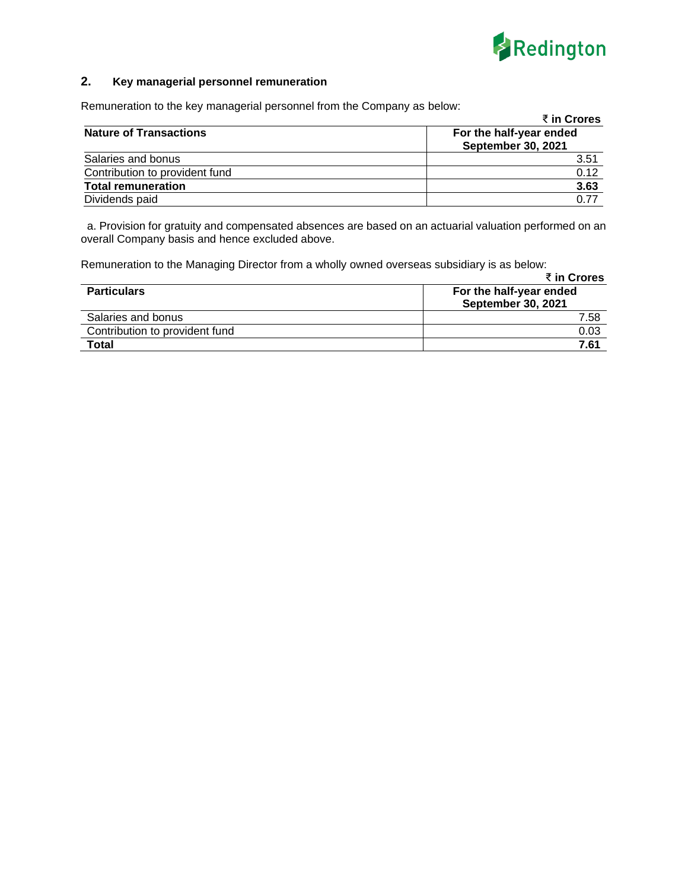## 2. Key managerial personnel remuneration

Remuneration to the key managerial personnel from the Company as below:

₹ in Crores

| Nature of Transactions | For the half-year ended September 30, 2021 |
|---|---|
| Salaries and bonus | 3.51 |
| Contribution to provident fund | 0.12 |
| **Total remuneration** | **3.63** |
| Dividends paid | 0.77 |

a. Provision for gratuity and compensated absences are based on an actuarial valuation performed on an overall Company basis and hence excluded above.

Remuneration to the Managing Director from a wholly owned overseas subsidiary is as below:

₹ in Crores

| Particulars | For the half-year ended September 30, 2021 |
|---|---|
| Salaries and bonus | 7.58 |
| Contribution to provident fund | 0.03 |
| **Total** | **7.61** |